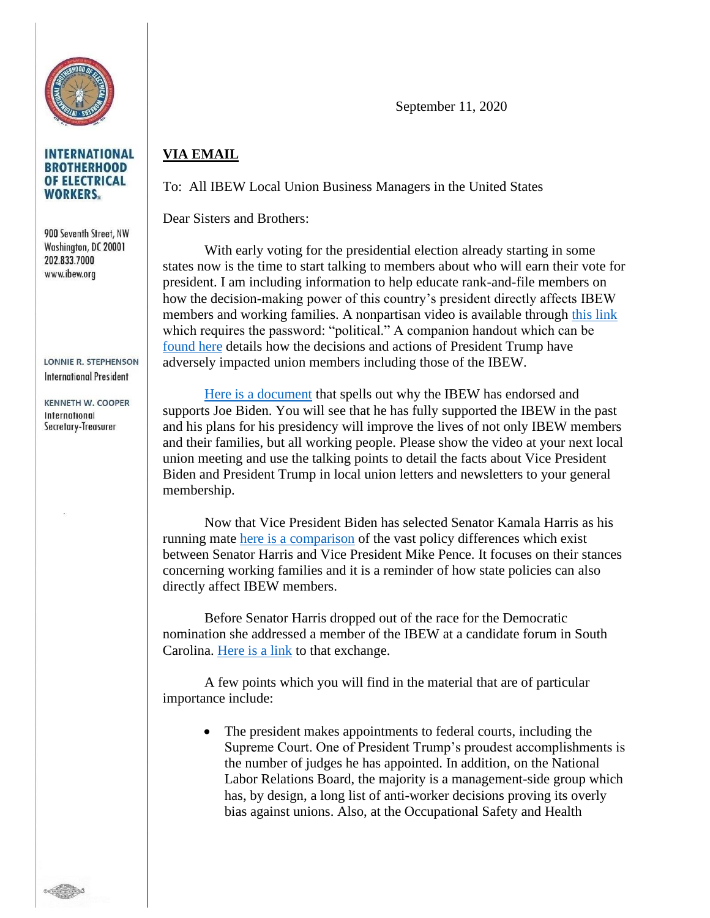**INTERNATIONAL BROTHERHOOD OF ELECTRICAL WORKERS**

900 Seventh Street, NW
Washington, DC 20001
202.833.7000
www.ibew.org

LONNIE R. STEPHENSON
International President

KENNETH W. COOPER
International Secretary-Treasurer

September 11, 2020

**VIA EMAIL**

To: All IBEW Local Union Business Managers in the United States

Dear Sisters and Brothers:

With early voting for the presidential election already starting in some states now is the time to start talking to members about who will earn their vote for president. I am including information to help educate rank-and-file members on how the decision-making power of this country's president directly affects IBEW members and working families. A nonpartisan video is available through this link which requires the password: "political." A companion handout which can be found here details how the decisions and actions of President Trump have adversely impacted union members including those of the IBEW.

Here is a document that spells out why the IBEW has endorsed and supports Joe Biden. You will see that he has fully supported the IBEW in the past and his plans for his presidency will improve the lives of not only IBEW members and their families, but all working people. Please show the video at your next local union meeting and use the talking points to detail the facts about Vice President Biden and President Trump in local union letters and newsletters to your general membership.

Now that Vice President Biden has selected Senator Kamala Harris as his running mate here is a comparison of the vast policy differences which exist between Senator Harris and Vice President Mike Pence. It focuses on their stances concerning working families and it is a reminder of how state policies can also directly affect IBEW members.

Before Senator Harris dropped out of the race for the Democratic nomination she addressed a member of the IBEW at a candidate forum in South Carolina. Here is a link to that exchange.

A few points which you will find in the material that are of particular importance include:

- The president makes appointments to federal courts, including the Supreme Court. One of President Trump's proudest accomplishments is the number of judges he has appointed. In addition, on the National Labor Relations Board, the majority is a management-side group which has, by design, a long list of anti-worker decisions proving its overly bias against unions. Also, at the Occupational Safety and Health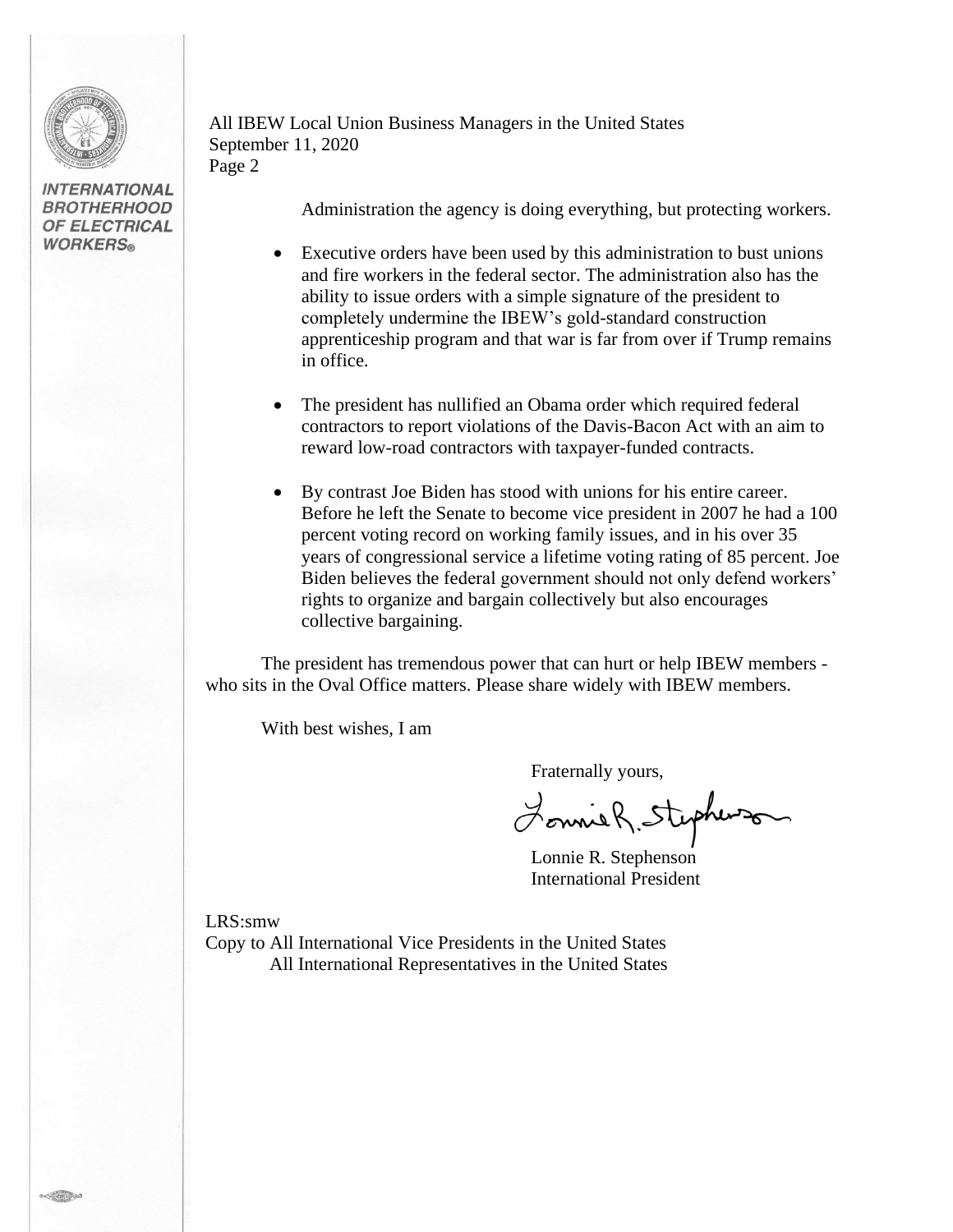Administration the agency is doing everything, but protecting workers.

- Executive orders have been used by this administration to bust unions and fire workers in the federal sector. The administration also has the ability to issue orders with a simple signature of the president to completely undermine the IBEW's gold-standard construction apprenticeship program and that war is far from over if Trump remains in office.

- The president has nullified an Obama order which required federal contractors to report violations of the Davis-Bacon Act with an aim to reward low-road contractors with taxpayer-funded contracts.

- By contrast Joe Biden has stood with unions for his entire career. Before he left the Senate to become vice president in 2007 he had a 100 percent voting record on working family issues, and in his over 35 years of congressional service a lifetime voting rating of 85 percent. Joe Biden believes the federal government should not only defend workers' rights to organize and bargain collectively but also encourages collective bargaining.

The president has tremendous power that can hurt or help IBEW members - who sits in the Oval Office matters. Please share widely with IBEW members.

With best wishes, I am

Fraternally yours,

Lonnie R. Stephenson

Lonnie R. Stephenson
International President

LRS:smw
Copy to All International Vice Presidents in the United States
All International Representatives in the United States